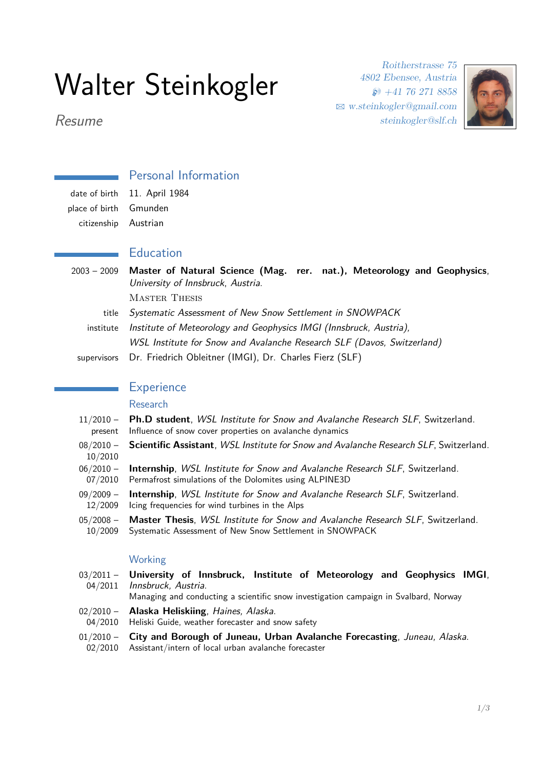# Walter Steinkogler

*Resume*

*Roitherstrasse 75*
*4802 Ebensee, Austria*
*+41 76 271 8858*
*w.steinkogler@gmail.com*
*steinkogler@slf.ch*

## Personal Information

date of birth 11. April 1984
place of birth Gmunden
citizenship Austrian

## Education

2003 – 2009 **Master of Natural Science (Mag. rer. nat.), Meteorology and Geophysics**, *University of Innsbruck, Austria.*

MASTER THESIS

title *Systematic Assessment of New Snow Settlement in SNOWPACK*
institute *Institute of Meteorology and Geophysics IMGI (Innsbruck, Austria),*
*WSL Institute for Snow and Avalanche Research SLF (Davos, Switzerland)*
supervisors Dr. Friedrich Obleitner (IMGI), Dr. Charles Fierz (SLF)

## Experience

### Research

11/2010 – present **Ph.D student**, *WSL Institute for Snow and Avalanche Research SLF*, Switzerland.
Influence of snow cover properties on avalanche dynamics

08/2010 – 10/2010 **Scientific Assistant**, *WSL Institute for Snow and Avalanche Research SLF*, Switzerland.

06/2010 – 07/2010 **Internship**, *WSL Institute for Snow and Avalanche Research SLF*, Switzerland.
Permafrost simulations of the Dolomites using ALPINE3D

09/2009 – 12/2009 **Internship**, *WSL Institute for Snow and Avalanche Research SLF*, Switzerland.
Icing frequencies for wind turbines in the Alps

05/2008 – 10/2009 **Master Thesis**, *WSL Institute for Snow and Avalanche Research SLF*, Switzerland.
Systematic Assessment of New Snow Settlement in SNOWPACK

### Working

03/2011 – 04/2011 **University of Innsbruck, Institute of Meteorology and Geophysics IMGI**, *Innsbruck, Austria.*
Managing and conducting a scientific snow investigation campaign in Svalbard, Norway

02/2010 – 04/2010 **Alaska Heliskiing**, *Haines, Alaska.*
Heliski Guide, weather forecaster and snow safety

01/2010 – 02/2010 **City and Borough of Juneau, Urban Avalanche Forecasting**, *Juneau, Alaska.*
Assistant/intern of local urban avalanche forecaster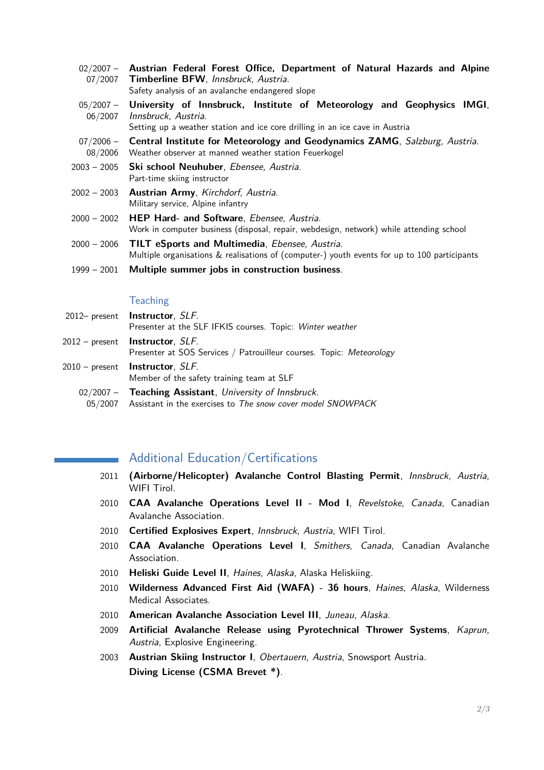02/2007 – 07/2007 **Austrian Federal Forest Office, Department of Natural Hazards and Alpine Timberline BFW**, *Innsbruck, Austria*.
Safety analysis of an avalanche endangered slope

05/2007 – 06/2007 **University of Innsbruck, Institute of Meteorology and Geophysics IMGI**, *Innsbruck, Austria*.
Setting up a weather station and ice core drilling in an ice cave in Austria

07/2006 – 08/2006 **Central Institute for Meteorology and Geodynamics ZAMG**, *Salzburg, Austria*.
Weather observer at manned weather station Feuerkogel

2003 – 2005 **Ski school Neuhuber**, *Ebensee, Austria*.
Part-time skiing instructor

2002 – 2003 **Austrian Army**, *Kirchdorf, Austria*.
Military service, Alpine infantry

2000 – 2002 **HEP Hard- and Software**, *Ebensee, Austria*.
Work in computer business (disposal, repair, webdesign, network) while attending school

2000 – 2006 **TILT eSports and Multimedia**, *Ebensee, Austria*.
Multiple organisations & realisations of (computer-) youth events for up to 100 participants

1999 – 2001 **Multiple summer jobs in construction business**.

### Teaching

2012– present **Instructor**, *SLF*.
Presenter at the SLF IFKIS courses. Topic: *Winter weather*

2012 – present **Instructor**, *SLF*.
Presenter at SOS Services / Patrouilleur courses. Topic: *Meteorology*

2010 – present **Instructor**, *SLF*.
Member of the safety training team at SLF

02/2007 – 05/2007 **Teaching Assistant**, *University of Innsbruck*.
Assistant in the exercises to *The snow cover model SNOWPACK*

## Additional Education/Certifications

2011 **(Airborne/Helicopter) Avalanche Control Blasting Permit**, *Innsbruck, Austria*, WIFI Tirol.

2010 **CAA Avalanche Operations Level II - Mod I**, *Revelstoke, Canada*, Canadian Avalanche Association.

2010 **Certified Explosives Expert**, *Innsbruck, Austria*, WIFI Tirol.

2010 **CAA Avalanche Operations Level I**, *Smithers, Canada*, Canadian Avalanche Association.

2010 **Heliski Guide Level II**, *Haines, Alaska*, Alaska Heliskiing.

2010 **Wilderness Advanced First Aid (WAFA) - 36 hours**, *Haines, Alaska*, Wilderness Medical Associates.

2010 **American Avalanche Association Level III**, *Juneau, Alaska*.

2009 **Artificial Avalanche Release using Pyrotechnical Thrower Systems**, *Kaprun, Austria*, Explosive Engineering.

2003 **Austrian Skiing Instructor I**, *Obertauern, Austria*, Snowsport Austria.

**Diving License (CSMA Brevet *)**.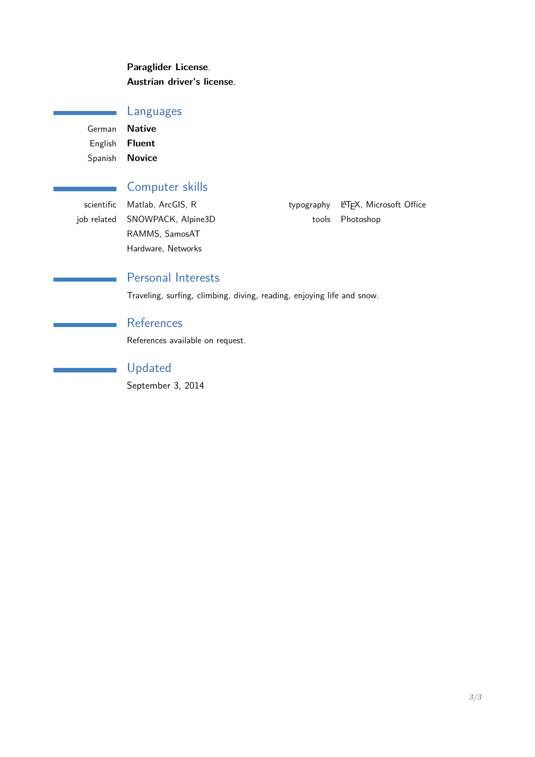**Paraglider License**.
**Austrian driver's license**.

## Languages

| | |
|---|---|
| German | **Native** |
| English | **Fluent** |
| Spanish | **Novice** |

## Computer skills

| | | | |
|---|---|---|---|
| scientific | Matlab, ArcGIS, R | typography | LaTeX, Microsoft Office |
| job related | SNOWPACK, Alpine3D | tools | Photoshop |
| | RAMMS, SamosAT | | |
| | Hardware, Networks | | |

## Personal Interests

Traveling, surfing, climbing, diving, reading, enjoying life and snow.

## References

References available on request.

## Updated

September 3, 2014